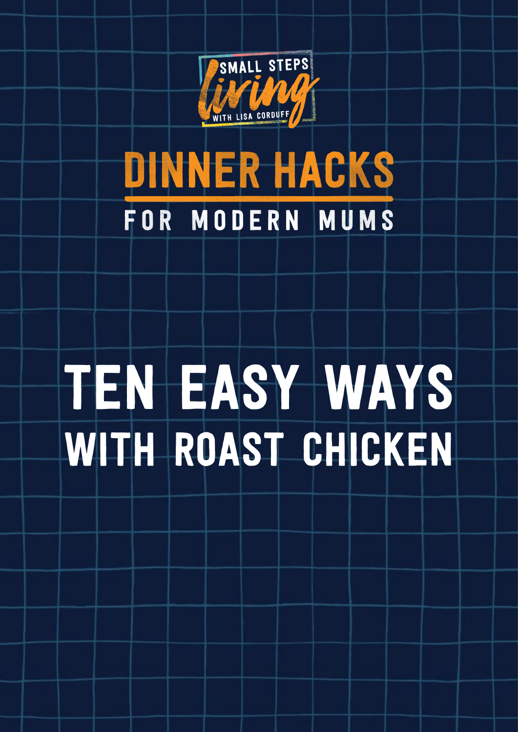SMALL STEPS

living

WITH LISA CORDUFF

# DINNER HACKS

## FOR MODERN MUMS

# TEN EASY WAYS WITH ROAST CHICKEN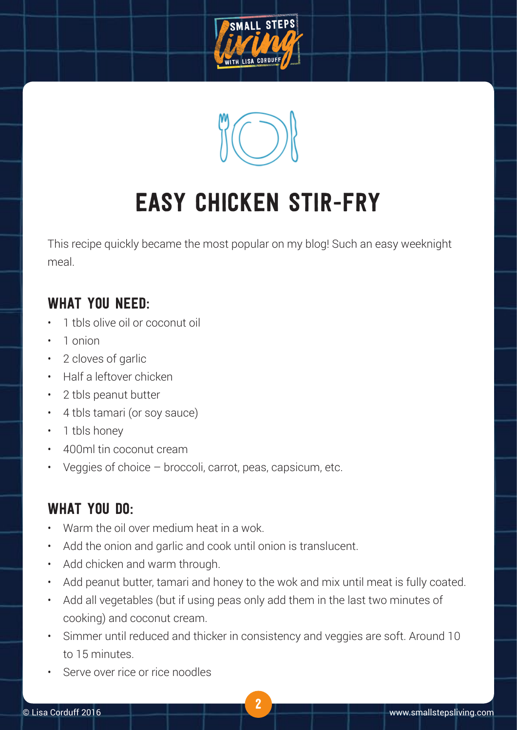# EASY CHICKEN STIR-FRY

This recipe quickly became the most popular on my blog! Such an easy weeknight meal.

## WHAT YOU NEED:

- 1 tbls olive oil or coconut oil
- 1 onion
- 2 cloves of garlic
- Half a leftover chicken
- 2 tbls peanut butter
- 4 tbls tamari (or soy sauce)
- 1 tbls honey
- 400ml tin coconut cream
- Veggies of choice – broccoli, carrot, peas, capsicum, etc.

## WHAT YOU DO:

- Warm the oil over medium heat in a wok.
- Add the onion and garlic and cook until onion is translucent.
- Add chicken and warm through.
- Add peanut butter, tamari and honey to the wok and mix until meat is fully coated.
- Add all vegetables (but if using peas only add them in the last two minutes of cooking) and coconut cream.
- Simmer until reduced and thicker in consistency and veggies are soft. Around 10 to 15 minutes.
- Serve over rice or rice noodles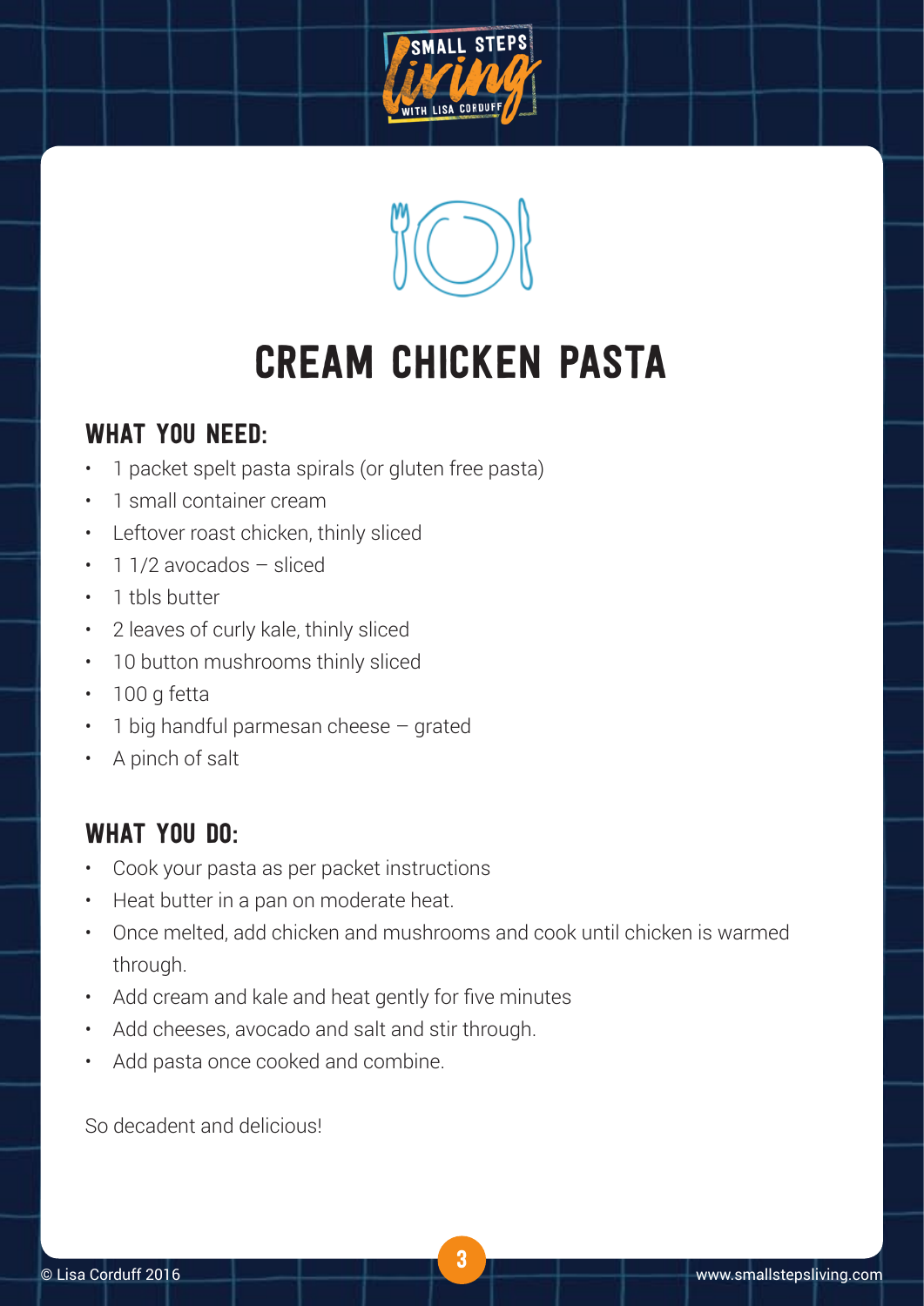# CREAM CHICKEN PASTA

## WHAT YOU NEED:

- 1 packet spelt pasta spirals (or gluten free pasta)
- 1 small container cream
- Leftover roast chicken, thinly sliced
- 1 1/2 avocados – sliced
- 1 tbls butter
- 2 leaves of curly kale, thinly sliced
- 10 button mushrooms thinly sliced
- 100 g fetta
- 1 big handful parmesan cheese – grated
- A pinch of salt

## WHAT YOU DO:

- Cook your pasta as per packet instructions
- Heat butter in a pan on moderate heat.
- Once melted, add chicken and mushrooms and cook until chicken is warmed through.
- Add cream and kale and heat gently for five minutes
- Add cheeses, avocado and salt and stir through.
- Add pasta once cooked and combine.

So decadent and delicious!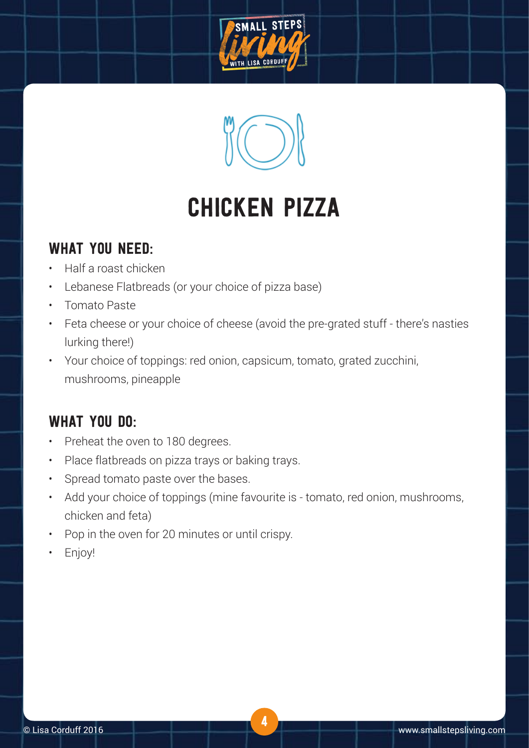# CHICKEN PIZZA

## WHAT YOU NEED:

- Half a roast chicken
- Lebanese Flatbreads (or your choice of pizza base)
- Tomato Paste
- Feta cheese or your choice of cheese (avoid the pre-grated stuff - there's nasties lurking there!)
- Your choice of toppings: red onion, capsicum, tomato, grated zucchini, mushrooms, pineapple

## WHAT YOU DO:

- Preheat the oven to 180 degrees.
- Place flatbreads on pizza trays or baking trays.
- Spread tomato paste over the bases.
- Add your choice of toppings (mine favourite is - tomato, red onion, mushrooms, chicken and feta)
- Pop in the oven for 20 minutes or until crispy.
- Enjoy!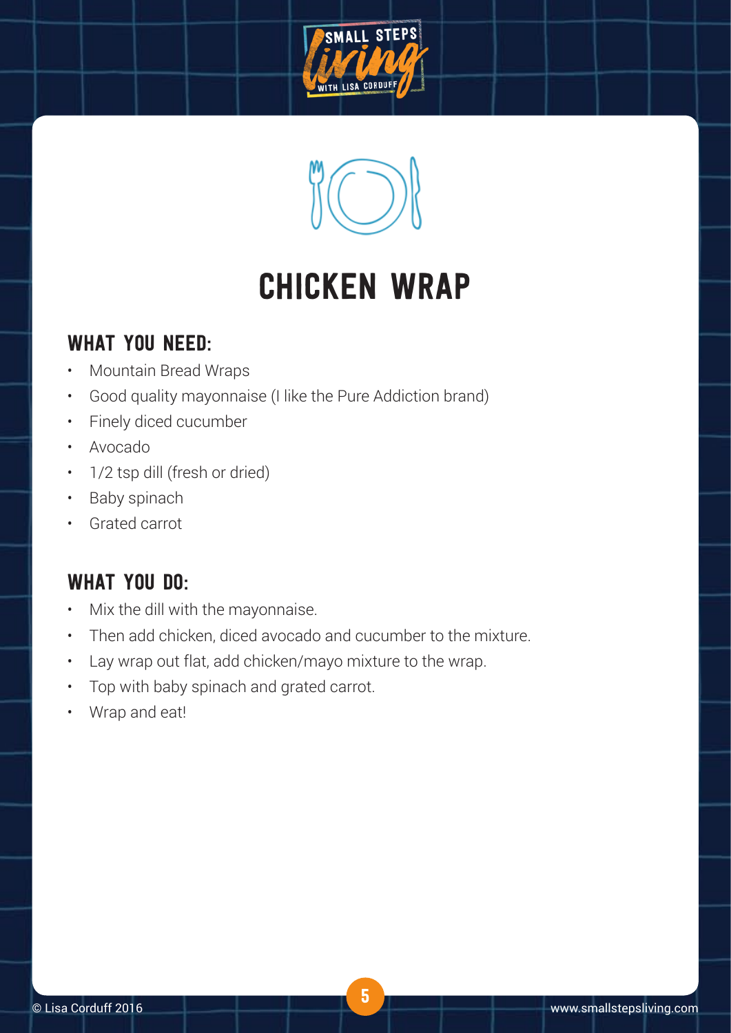# CHICKEN WRAP

## WHAT YOU NEED:

- Mountain Bread Wraps
- Good quality mayonnaise (I like the Pure Addiction brand)
- Finely diced cucumber
- Avocado
- 1/2 tsp dill (fresh or dried)
- Baby spinach
- Grated carrot

## WHAT YOU DO:

- Mix the dill with the mayonnaise.
- Then add chicken, diced avocado and cucumber to the mixture.
- Lay wrap out flat, add chicken/mayo mixture to the wrap.
- Top with baby spinach and grated carrot.
- Wrap and eat!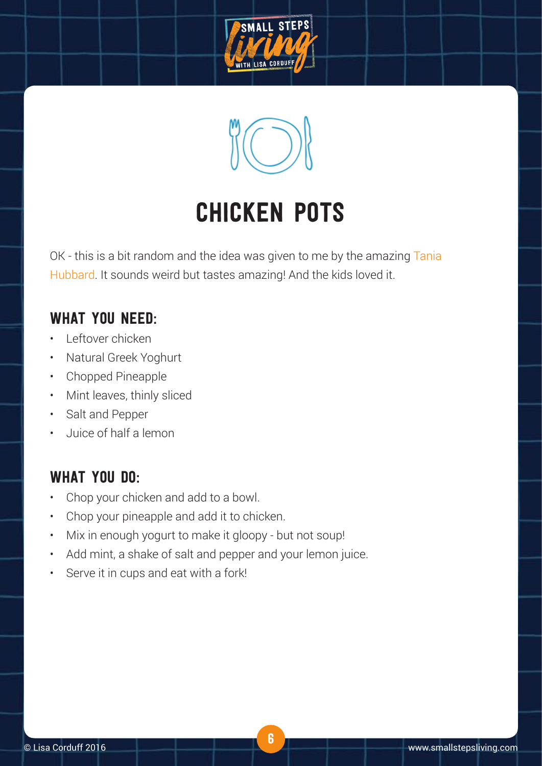# CHICKEN POTS

OK - this is a bit random and the idea was given to me by the amazing Tania Hubbard. It sounds weird but tastes amazing! And the kids loved it.

## WHAT YOU NEED:

- Leftover chicken
- Natural Greek Yoghurt
- Chopped Pineapple
- Mint leaves, thinly sliced
- Salt and Pepper
- Juice of half a lemon

## WHAT YOU DO:

- Chop your chicken and add to a bowl.
- Chop your pineapple and add it to chicken.
- Mix in enough yogurt to make it gloopy - but not soup!
- Add mint, a shake of salt and pepper and your lemon juice.
- Serve it in cups and eat with a fork!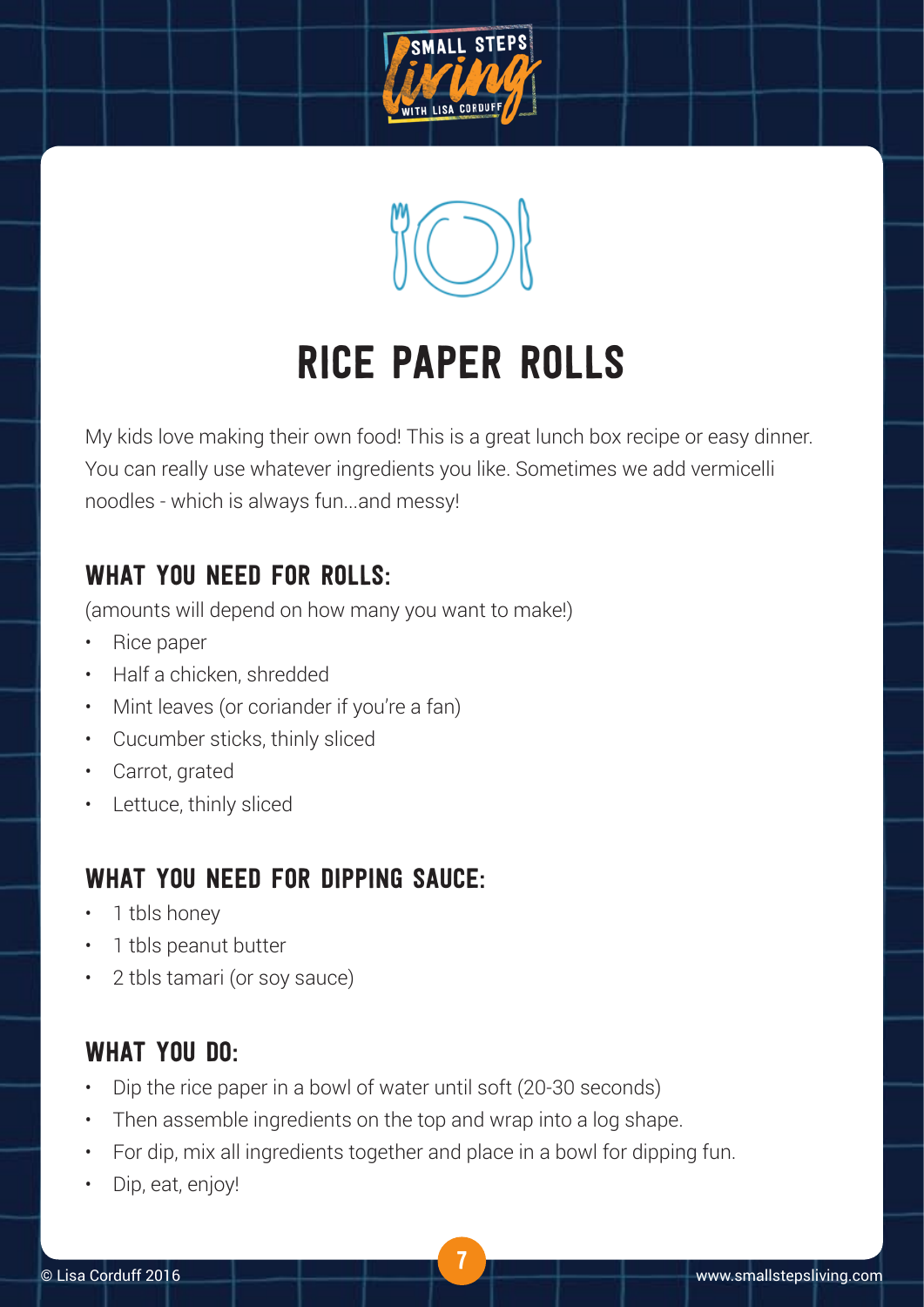# RICE PAPER ROLLS

My kids love making their own food! This is a great lunch box recipe or easy dinner. You can really use whatever ingredients you like. Sometimes we add vermicelli noodles - which is always fun...and messy!

## WHAT YOU NEED FOR ROLLS:

(amounts will depend on how many you want to make!)

- Rice paper
- Half a chicken, shredded
- Mint leaves (or coriander if you're a fan)
- Cucumber sticks, thinly sliced
- Carrot, grated
- Lettuce, thinly sliced

## WHAT YOU NEED FOR DIPPING SAUCE:

- 1 tbls honey
- 1 tbls peanut butter
- 2 tbls tamari (or soy sauce)

## WHAT YOU DO:

- Dip the rice paper in a bowl of water until soft (20-30 seconds)
- Then assemble ingredients on the top and wrap into a log shape.
- For dip, mix all ingredients together and place in a bowl for dipping fun.
- Dip, eat, enjoy!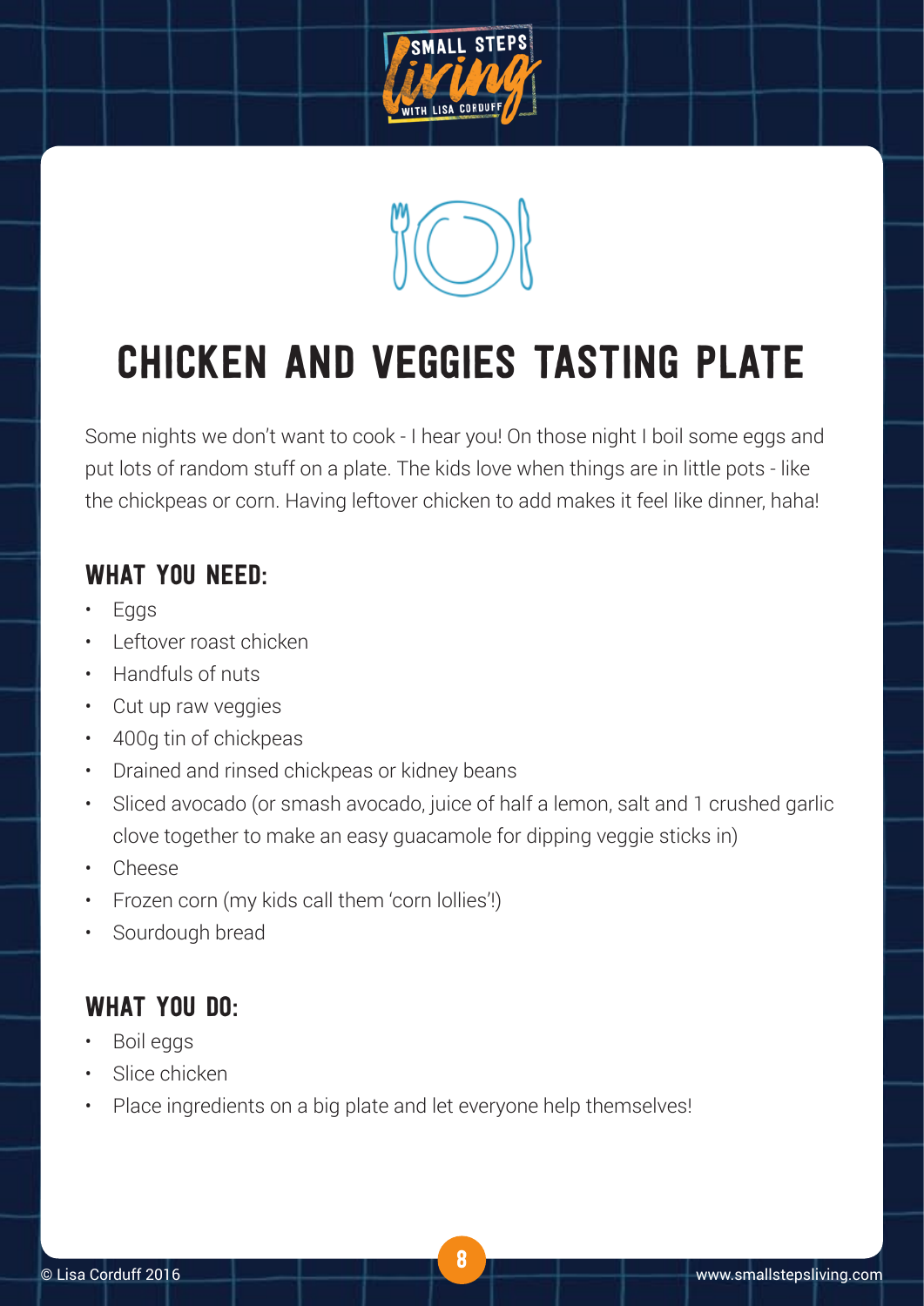# CHICKEN AND VEGGIES TASTING PLATE

Some nights we don't want to cook - I hear you! On those night I boil some eggs and put lots of random stuff on a plate. The kids love when things are in little pots - like the chickpeas or corn. Having leftover chicken to add makes it feel like dinner, haha!

## WHAT YOU NEED:

- Eggs
- Leftover roast chicken
- Handfuls of nuts
- Cut up raw veggies
- 400g tin of chickpeas
- Drained and rinsed chickpeas or kidney beans
- Sliced avocado (or smash avocado, juice of half a lemon, salt and 1 crushed garlic clove together to make an easy guacamole for dipping veggie sticks in)
- Cheese
- Frozen corn (my kids call them 'corn lollies'!)
- Sourdough bread

## WHAT YOU DO:

- Boil eggs
- Slice chicken
- Place ingredients on a big plate and let everyone help themselves!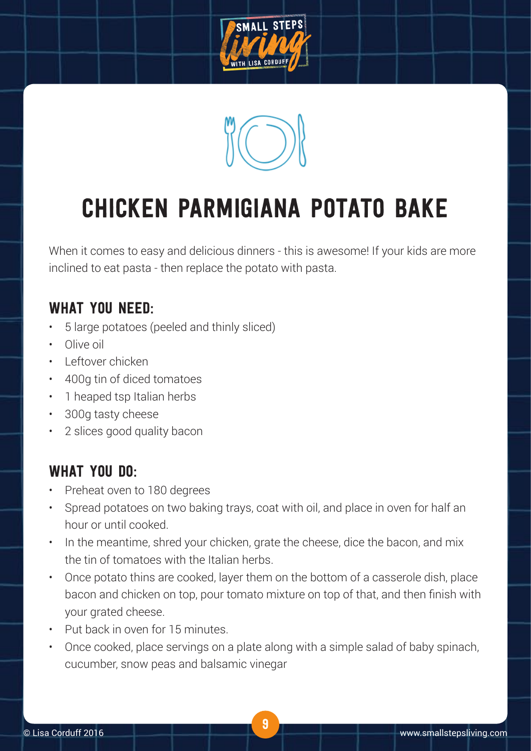# CHICKEN PARMIGIANA POTATO BAKE

When it comes to easy and delicious dinners - this is awesome! If your kids are more inclined to eat pasta - then replace the potato with pasta.

## WHAT YOU NEED:

- 5 large potatoes (peeled and thinly sliced)
- Olive oil
- Leftover chicken
- 400g tin of diced tomatoes
- 1 heaped tsp Italian herbs
- 300g tasty cheese
- 2 slices good quality bacon

## WHAT YOU DO:

- Preheat oven to 180 degrees
- Spread potatoes on two baking trays, coat with oil, and place in oven for half an hour or until cooked.
- In the meantime, shred your chicken, grate the cheese, dice the bacon, and mix the tin of tomatoes with the Italian herbs.
- Once potato thins are cooked, layer them on the bottom of a casserole dish, place bacon and chicken on top, pour tomato mixture on top of that, and then finish with your grated cheese.
- Put back in oven for 15 minutes.
- Once cooked, place servings on a plate along with a simple salad of baby spinach, cucumber, snow peas and balsamic vinegar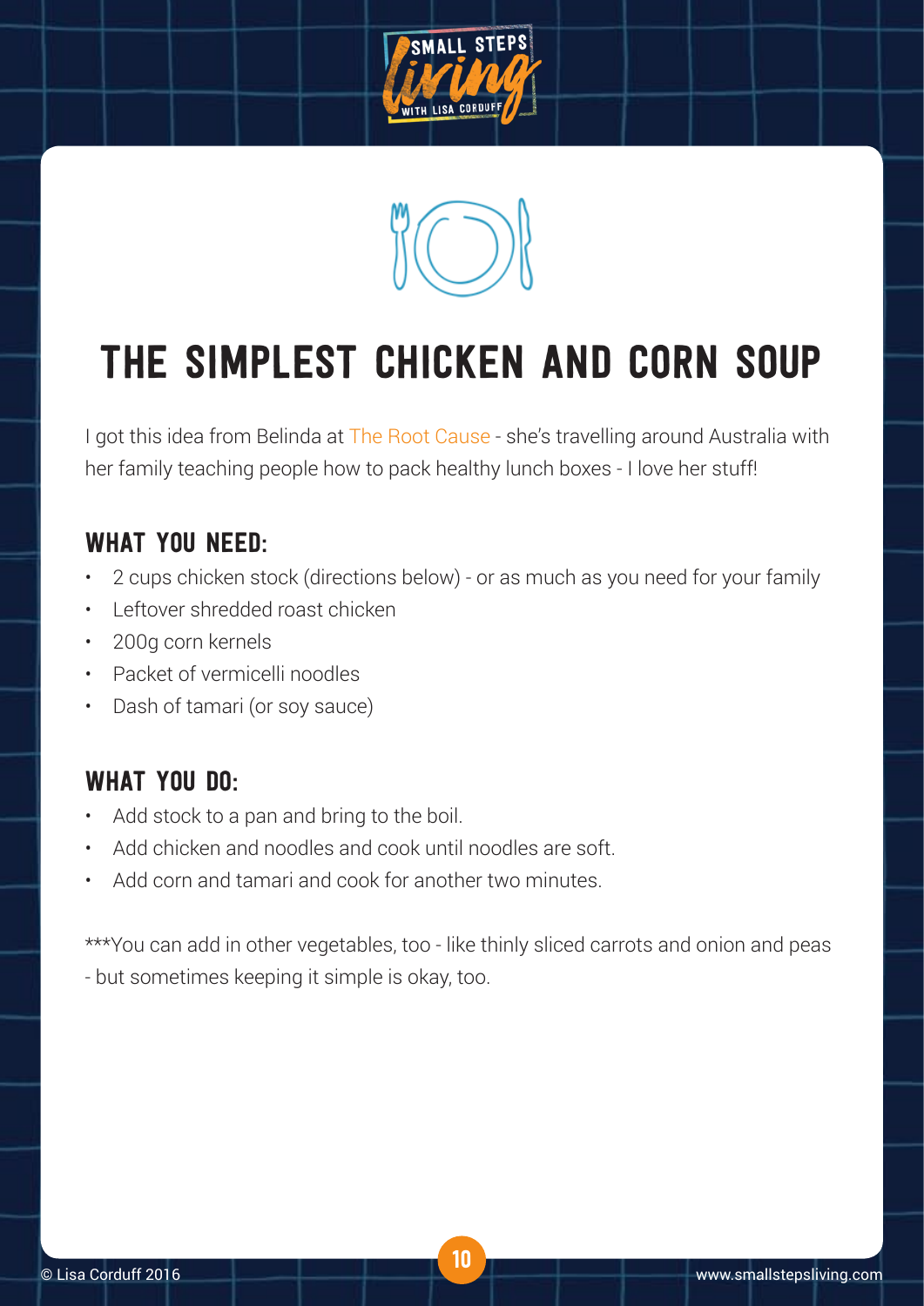# THE SIMPLEST CHICKEN AND CORN SOUP

I got this idea from Belinda at The Root Cause - she's travelling around Australia with her family teaching people how to pack healthy lunch boxes - I love her stuff!

## WHAT YOU NEED:

- 2 cups chicken stock (directions below) - or as much as you need for your family
- Leftover shredded roast chicken
- 200g corn kernels
- Packet of vermicelli noodles
- Dash of tamari (or soy sauce)

## WHAT YOU DO:

- Add stock to a pan and bring to the boil.
- Add chicken and noodles and cook until noodles are soft.
- Add corn and tamari and cook for another two minutes.

***You can add in other vegetables, too - like thinly sliced carrots and onion and peas - but sometimes keeping it simple is okay, too.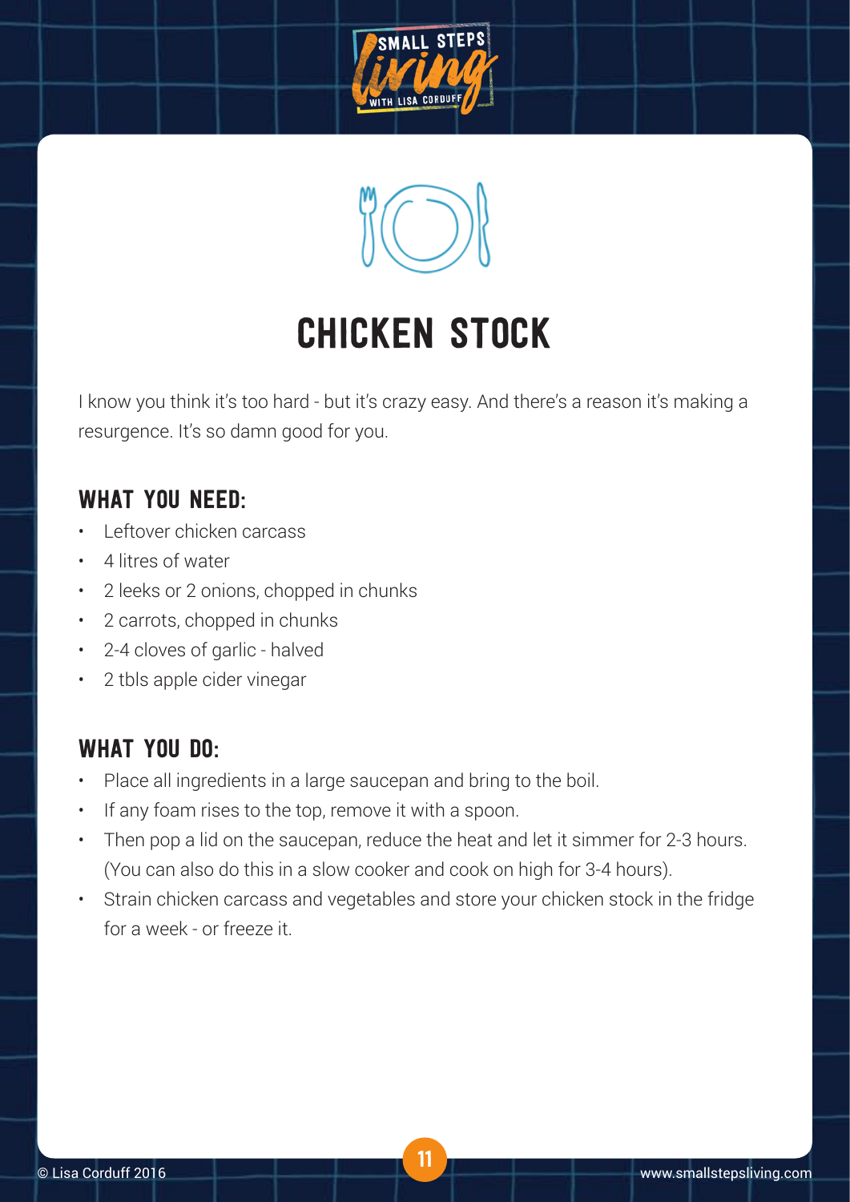# CHICKEN STOCK

I know you think it's too hard - but it's crazy easy. And there's a reason it's making a resurgence. It's so damn good for you.

## WHAT YOU NEED:

- Leftover chicken carcass
- 4 litres of water
- 2 leeks or 2 onions, chopped in chunks
- 2 carrots, chopped in chunks
- 2-4 cloves of garlic - halved
- 2 tbls apple cider vinegar

## WHAT YOU DO:

- Place all ingredients in a large saucepan and bring to the boil.
- If any foam rises to the top, remove it with a spoon.
- Then pop a lid on the saucepan, reduce the heat and let it simmer for 2-3 hours. (You can also do this in a slow cooker and cook on high for 3-4 hours).
- Strain chicken carcass and vegetables and store your chicken stock in the fridge for a week - or freeze it.